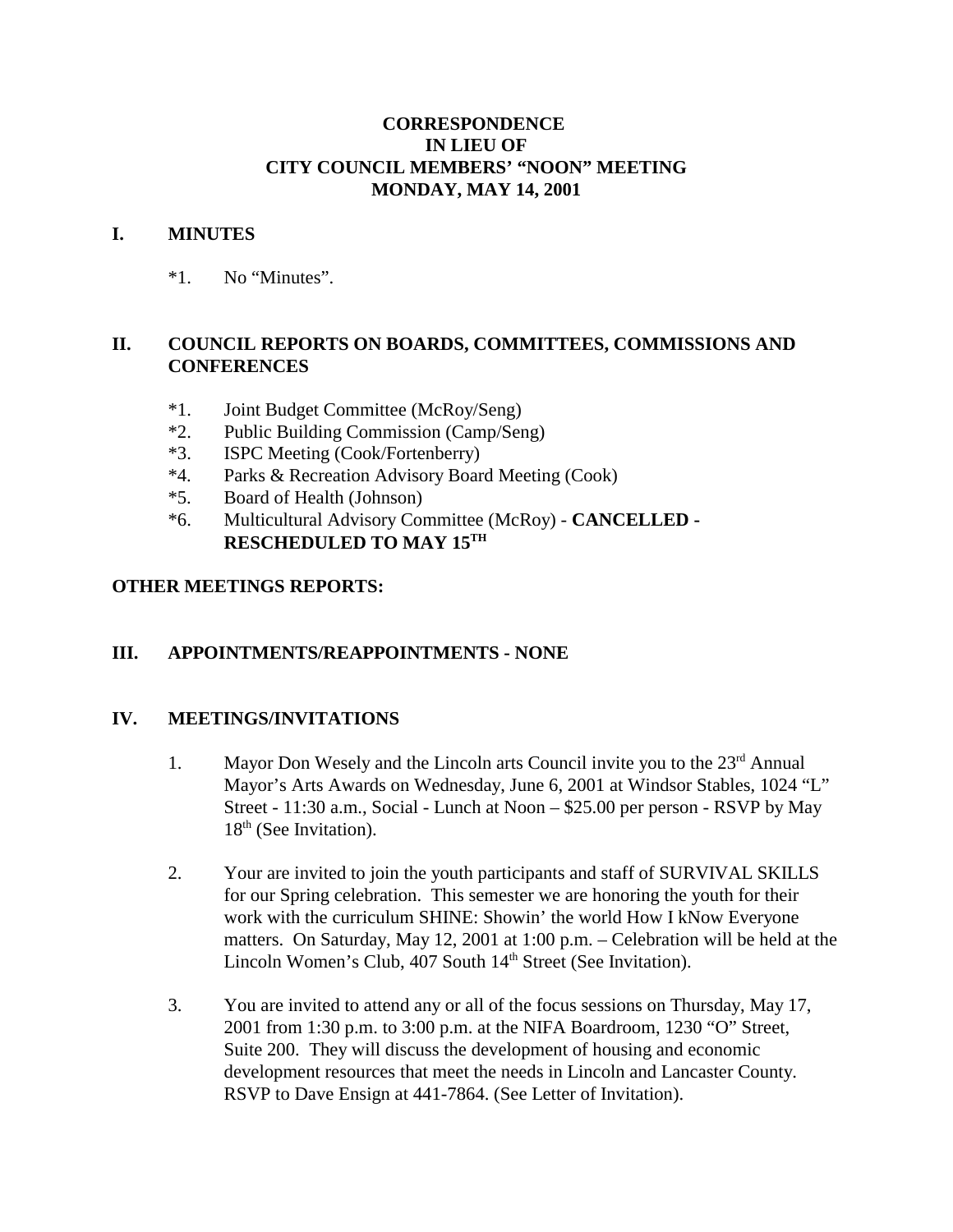**CORRESPONDENCE**
**IN LIEU OF**
**CITY COUNCIL MEMBERS' "NOON" MEETING**
**MONDAY, MAY 14, 2001**

## I. MINUTES

*1. No "Minutes".

## II. COUNCIL REPORTS ON BOARDS, COMMITTEES, COMMISSIONS AND CONFERENCES

*1. Joint Budget Committee (McRoy/Seng)
*2. Public Building Commission (Camp/Seng)
*3. ISPC Meeting (Cook/Fortenberry)
*4. Parks & Recreation Advisory Board Meeting (Cook)
*5. Board of Health (Johnson)
*6. Multicultural Advisory Committee (McRoy) - **CANCELLED - RESCHEDULED TO MAY 15TH**

**OTHER MEETINGS REPORTS:**

## III. APPOINTMENTS/REAPPOINTMENTS - NONE

## IV. MEETINGS/INVITATIONS

1. Mayor Don Wesely and the Lincoln arts Council invite you to the 23rd Annual Mayor's Arts Awards on Wednesday, June 6, 2001 at Windsor Stables, 1024 "L" Street - 11:30 a.m., Social - Lunch at Noon – $25.00 per person - RSVP by May 18th (See Invitation).

2. Your are invited to join the youth participants and staff of SURVIVAL SKILLS for our Spring celebration. This semester we are honoring the youth for their work with the curriculum SHINE: Showin' the world How I kNow Everyone matters. On Saturday, May 12, 2001 at 1:00 p.m. – Celebration will be held at the Lincoln Women's Club, 407 South 14th Street (See Invitation).

3. You are invited to attend any or all of the focus sessions on Thursday, May 17, 2001 from 1:30 p.m. to 3:00 p.m. at the NIFA Boardroom, 1230 "O" Street, Suite 200. They will discuss the development of housing and economic development resources that meet the needs in Lincoln and Lancaster County. RSVP to Dave Ensign at 441-7864. (See Letter of Invitation).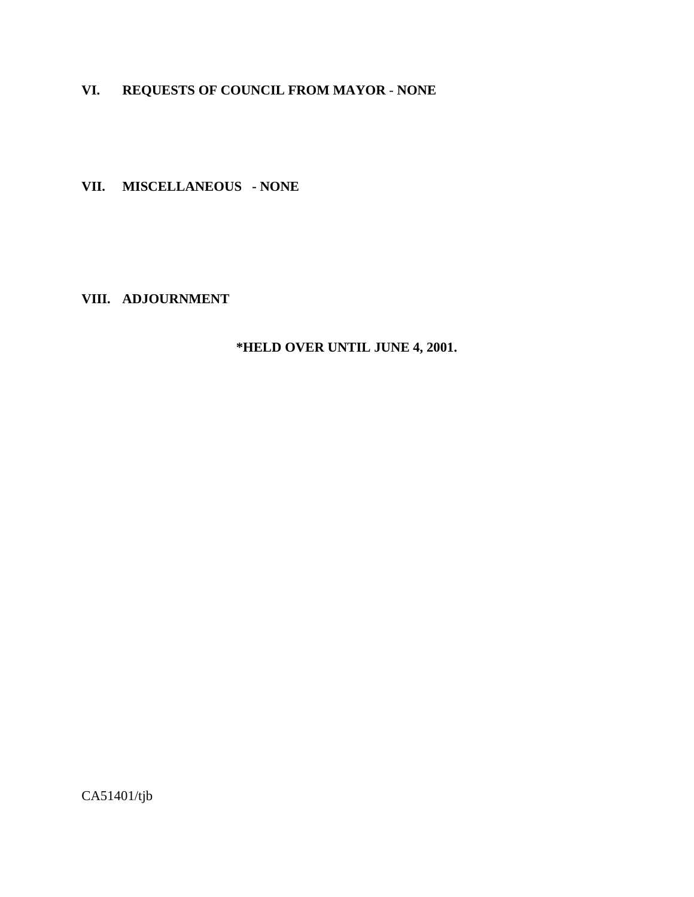**VI. REQUESTS OF COUNCIL FROM MAYOR - NONE**

**VII. MISCELLANEOUS - NONE**

**VIII. ADJOURNMENT**

**\*HELD OVER UNTIL JUNE 4, 2001.**

CA51401/tjb